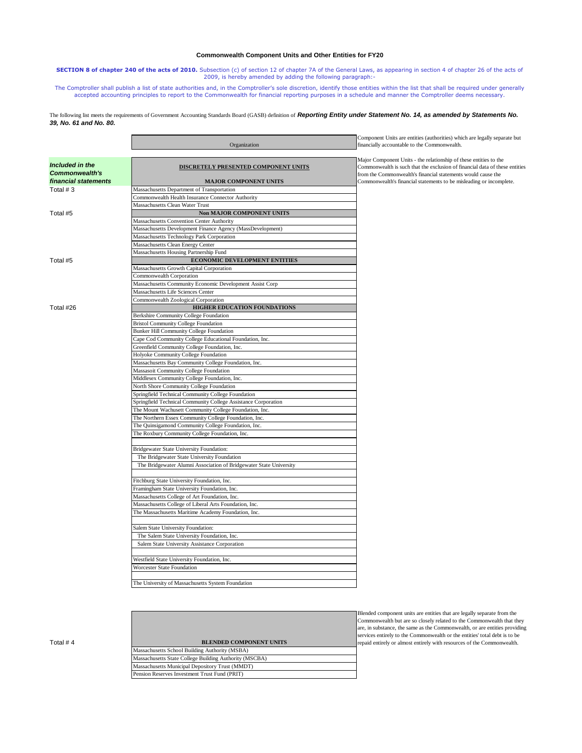# Commonwealth Component Units and Other Entities for FY20

**SECTION 8 of chapter 240 of the acts of 2010.** Subsection (c) of section 12 of chapter 7A of the General Laws, as appearing in section 4 of chapter 26 of the acts of 2009, is hereby amended by adding the following paragraph:-

The Comptroller shall publish a list of state authorities and, in the Comptroller's sole discretion, identify those entities within the list that shall be required under generally accepted accounting principles to report to the Commonwealth for financial reporting purposes in a schedule and manner the Comptroller deems necessary.

The following list meets the requirements of Government Accounting Standards Board (GASB) definition of ***Reporting Entity under Statement No. 14, as amended by Statements No. 39, No. 61 and No. 80.***

Component Units are entities (authorities) which are legally separate but financially accountable to the Commonwealth.

Major Component Units - the relationship of these entities to the Commonwealth is such that the exclusion of financial data of these entities from the Commonwealth's financial statements would cause the Commonwealth's financial statements to be misleading or incomplete.

| ***Included in the Commonwealth's financial statements*** | Organization |
|---|---|
| | **DISCRETELY PRESENTED COMPONENT UNITS** |
| Total # 3 | **MAJOR COMPONENT UNITS** |
| | Massachusetts Department of Transportation |
| | Commonwealth Health Insurance Connector Authority |
| | Massachusetts Clean Water Trust |
| Total #5 | **Non MAJOR COMPONENT UNITS** |
| | Massachusetts Convention Center Authority |
| | Massachusetts Development Finance Agency (MassDevelopment) |
| | Massachusetts Technology Park Corporation |
| | Massachusetts Clean Energy Center |
| | Massachusetts Housing Partnership Fund |
| Total #5 | **ECONOMIC DEVELOPMENT ENTITIES** |
| | Massachusetts Growth Capital Corporation |
| | Commonwealth Corporation |
| | Massachusetts Community Economic Development Assist Corp |
| | Massachusetts Life Sciences Center |
| | Commonwealth Zoological Corporation |
| Total #26 | **HIGHER EDUCATION FOUNDATIONS** |
| | Berkshire Community College Foundation |
| | Bristol Community College Foundation |
| | Bunker Hill Community College Foundation |
| | Cape Cod Community College Educational Foundation, Inc. |
| | Greenfield Community College Foundation, Inc. |
| | Holyoke Community College Foundation |
| | Massachusetts Bay Community College Foundation, Inc. |
| | Massasoit Community College Foundation |
| | Middlesex Community College Foundation, Inc. |
| | North Shore Community College Foundation |
| | Springfield Technical Community College Foundation |
| | Springfield Technical Community College Assistance Corporation |
| | The Mount Wachusett Community College Foundation, Inc. |
| | The Northern Essex Community College Foundation, Inc. |
| | The Quinsigamond Community College Foundation, Inc. |
| | The Roxbury Community College Foundation, Inc. |
| | |
| | Bridgewater State University Foundation: |
| | The Bridgewater State University Foundation |
| | The Bridgewater Alumni Association of Bridgewater State University |
| | |
| | Fitchburg State University Foundation, Inc. |
| | Framingham State University Foundation, Inc. |
| | Massachusetts College of Art Foundation, Inc. |
| | Massachusetts College of Liberal Arts Foundation, Inc. |
| | The Massachusetts Maritime Academy Foundation, Inc. |
| | |
| | Salem State University Foundation: |
| | The Salem State University Foundation, Inc. |
| | Salem State University Assistance Corporation |
| | |
| | Westfield State University Foundation, Inc. |
| | Worcester State Foundation |
| | |
| | The University of Massachusetts System Foundation |

Blended component units are entities that are legally separate from the Commonwealth but are so closely related to the Commonwealth that they are, in substance, the same as the Commonwealth, or are entities providing services entirely to the Commonwealth or the entities' total debt is to be repaid entirely or almost entirely with resources of the Commonwealth.

| | Organization |
|---|---|
| Total # 4 | **BLENDED COMPONENT UNITS** |
| | Massachusetts School Building Authority (MSBA) |
| | Massachusetts State College Building Authority (MSCBA) |
| | Massachusetts Municipal Depository Trust (MMDT) |
| | Pension Reserves Investment Trust Fund (PRIT) |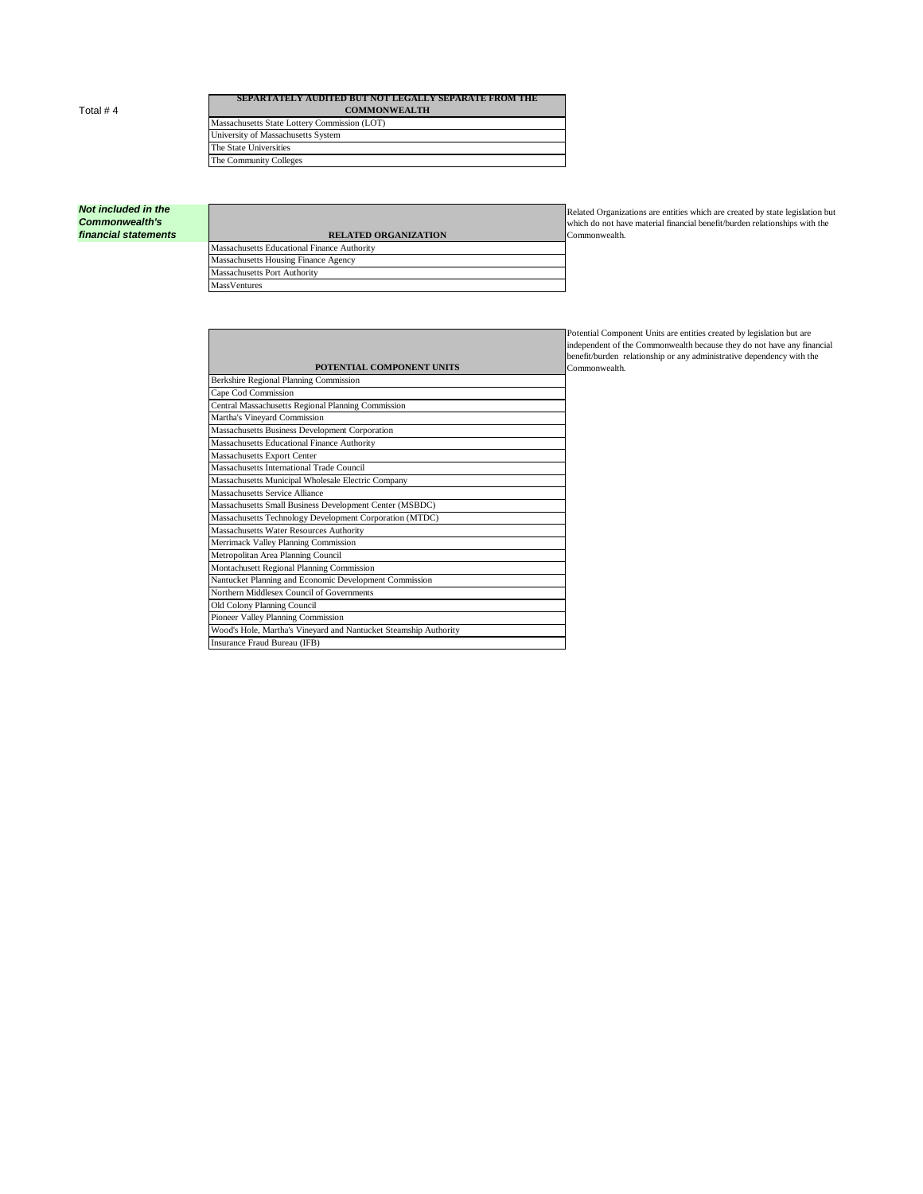Total # 4

| SEPARTATELY AUDITED BUT NOT LEGALLY SEPARATE FROM THE COMMONWEALTH |
| --- |
| Massachusetts State Lottery Commission (LOT) |
| University of Massachusetts System |
| The State Universities |
| The Community Colleges |

***Not included in the Commonwealth's financial statements***

| RELATED ORGANIZATION |
| --- |
| Massachusetts Educational Finance Authority |
| Massachusetts Housing Finance Agency |
| Massachusetts Port Authority |
| MassVentures |

Related Organizations are entities which are created by state legislation but which do not have material financial benefit/burden relationships with the Commonwealth.

| POTENTIAL COMPONENT UNITS |
| --- |
| Berkshire Regional Planning Commission |
| Cape Cod Commission |
| Central Massachusetts Regional Planning Commission |
| Martha's Vineyard Commission |
| Massachusetts Business Development Corporation |
| Massachusetts Educational Finance Authority |
| Massachusetts Export Center |
| Massachusetts International Trade Council |
| Massachusetts Municipal Wholesale Electric Company |
| Massachusetts Service Alliance |
| Massachusetts Small Business Development Center (MSBDC) |
| Massachusetts Technology Development Corporation (MTDC) |
| Massachusetts Water Resources Authority |
| Merrimack Valley Planning Commission |
| Metropolitan Area Planning Council |
| Montachusett Regional Planning Commission |
| Nantucket Planning and Economic Development Commission |
| Northern Middlesex Council of Governments |
| Old Colony Planning Council |
| Pioneer Valley Planning Commission |
| Wood's Hole, Martha's Vineyard and Nantucket Steamship Authority |
| Insurance Fraud Bureau (IFB) |

Potential Component Units are entities created by legislation but are independent of the Commonwealth because they do not have any financial benefit/burden relationship or any administrative dependency with the Commonwealth.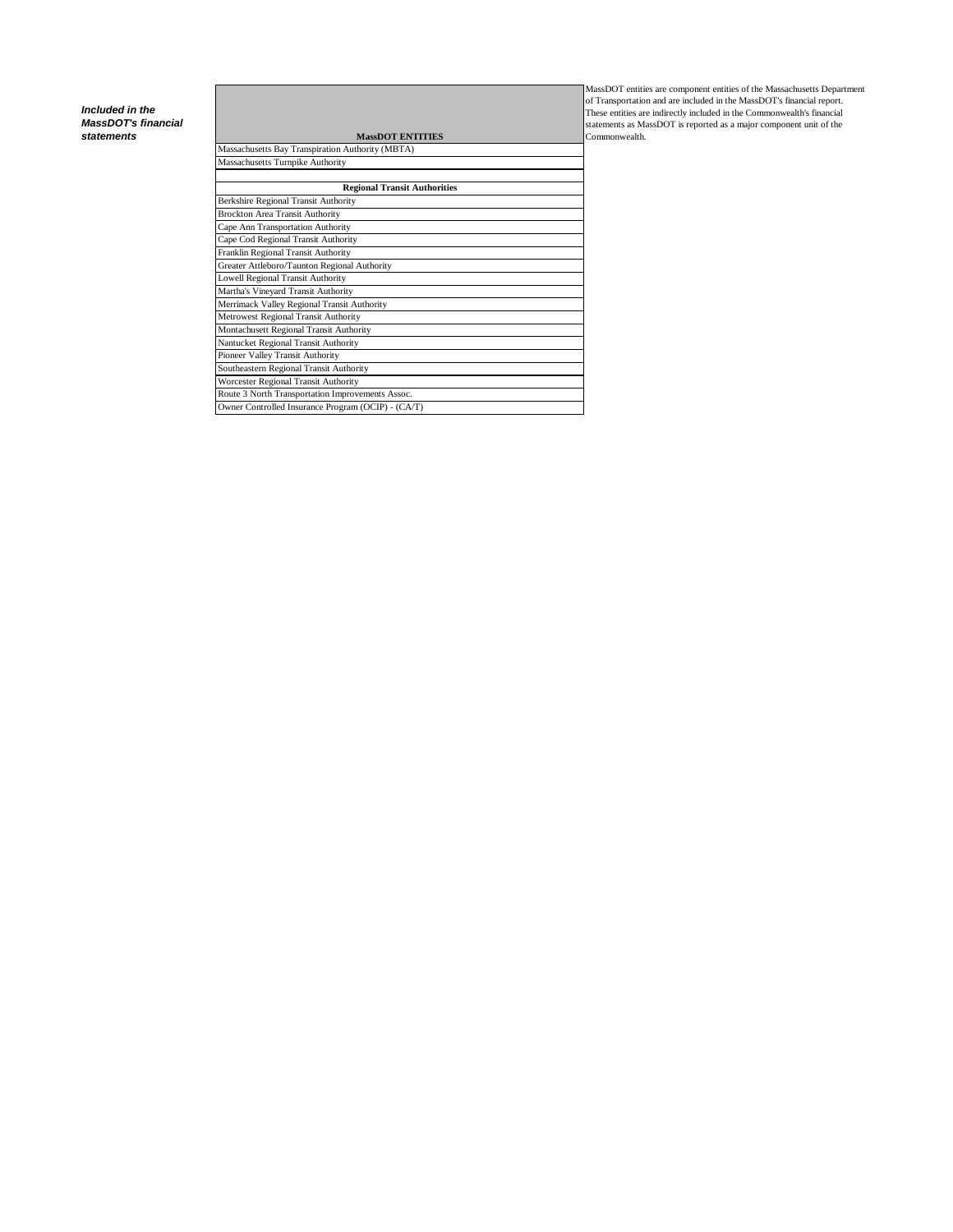***Included in the MassDOT's financial statements***

| MassDOT ENTITIES |
| --- |
| Massachusetts Bay Transpiration Authority (MBTA) |
| Massachusetts Turnpike Authority |
| |
| **Regional Transit Authorities** |
| Berkshire Regional Transit Authority |
| Brockton Area Transit Authority |
| Cape Ann Transportation Authority |
| Cape Cod Regional Transit Authority |
| Franklin Regional Transit Authority |
| Greater Attleboro/Taunton Regional Authority |
| Lowell Regional Transit Authority |
| Martha's Vineyard Transit Authority |
| Merrimack Valley Regional Transit Authority |
| Metrowest Regional Transit Authority |
| Montachusett Regional Transit Authority |
| Nantucket Regional Transit Authority |
| Pioneer Valley Transit Authority |
| Southeastern Regional Transit Authority |
| Worcester Regional Transit Authority |
| Route 3 North Transportation Improvements Assoc. |
| Owner Controlled Insurance Program (OCIP) - (CA/T) |

MassDOT entities are component entities of the Massachusetts Department of Transportation and are included in the MassDOT's financial report. These entities are indirectly included in the Commonwealth's financial statements as MassDOT is reported as a major component unit of the Commonwealth.